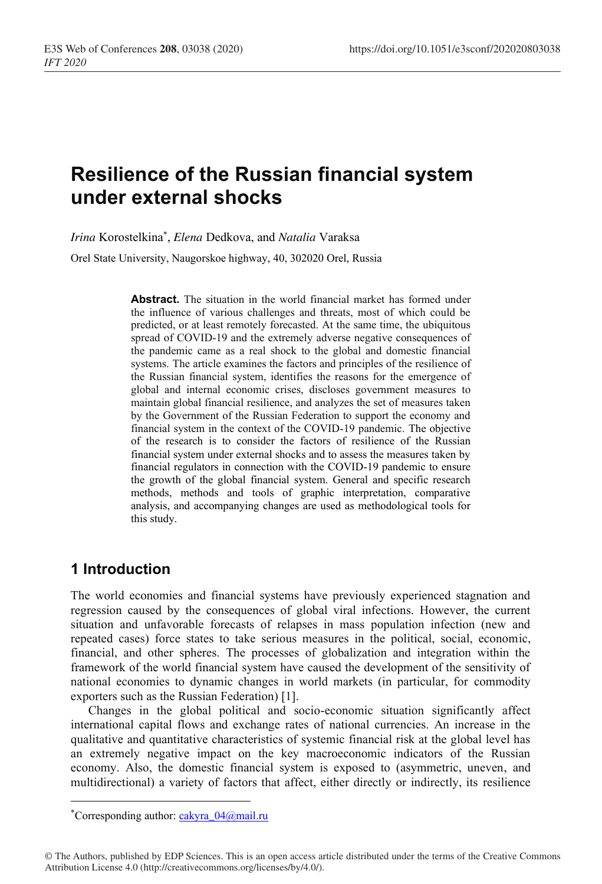# Resilience of the Russian financial system under external shocks

*Irina* Korostelkina*, *Elena* Dedkova, and *Natalia* Varaksa

Orel State University, Naugorskoe highway, 40, 302020 Orel, Russia

**Abstract.** The situation in the world financial market has formed under the influence of various challenges and threats, most of which could be predicted, or at least remotely forecasted. At the same time, the ubiquitous spread of COVID-19 and the extremely adverse negative consequences of the pandemic came as a real shock to the global and domestic financial systems. The article examines the factors and principles of the resilience of the Russian financial system, identifies the reasons for the emergence of global and internal economic crises, discloses government measures to maintain global financial resilience, and analyzes the set of measures taken by the Government of the Russian Federation to support the economy and financial system in the context of the COVID-19 pandemic. The objective of the research is to consider the factors of resilience of the Russian financial system under external shocks and to assess the measures taken by financial regulators in connection with the COVID-19 pandemic to ensure the growth of the global financial system. General and specific research methods, methods and tools of graphic interpretation, comparative analysis, and accompanying changes are used as methodological tools for this study.

## 1 Introduction

The world economies and financial systems have previously experienced stagnation and regression caused by the consequences of global viral infections. However, the current situation and unfavorable forecasts of relapses in mass population infection (new and repeated cases) force states to take serious measures in the political, social, economic, financial, and other spheres. The processes of globalization and integration within the framework of the world financial system have caused the development of the sensitivity of national economies to dynamic changes in world markets (in particular, for commodity exporters such as the Russian Federation) [1].

Changes in the global political and socio-economic situation significantly affect international capital flows and exchange rates of national currencies. An increase in the qualitative and quantitative characteristics of systemic financial risk at the global level has an extremely negative impact on the key macroeconomic indicators of the Russian economy. Also, the domestic financial system is exposed to (asymmetric, uneven, and multidirectional) a variety of factors that affect, either directly or indirectly, its resilience

---

*Corresponding author: cakyra_04@mail.ru

© The Authors, published by EDP Sciences. This is an open access article distributed under the terms of the Creative Commons Attribution License 4.0 (http://creativecommons.org/licenses/by/4.0/).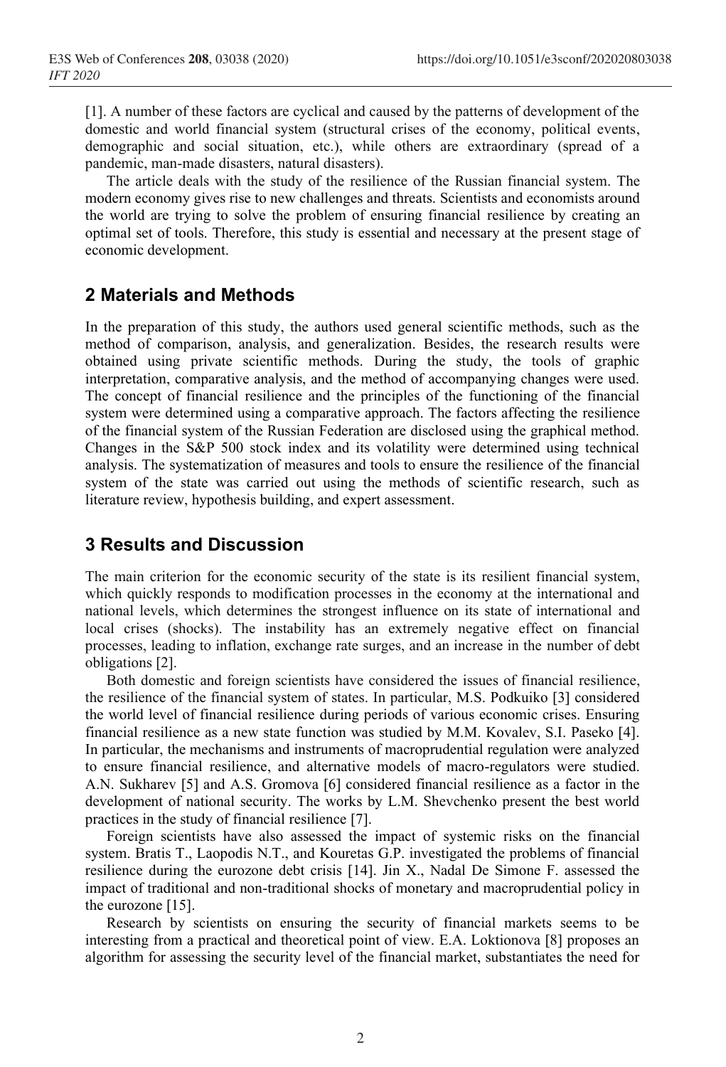[1]. A number of these factors are cyclical and caused by the patterns of development of the domestic and world financial system (structural crises of the economy, political events, demographic and social situation, etc.), while others are extraordinary (spread of a pandemic, man-made disasters, natural disasters).

The article deals with the study of the resilience of the Russian financial system. The modern economy gives rise to new challenges and threats. Scientists and economists around the world are trying to solve the problem of ensuring financial resilience by creating an optimal set of tools. Therefore, this study is essential and necessary at the present stage of economic development.

## 2 Materials and Methods

In the preparation of this study, the authors used general scientific methods, such as the method of comparison, analysis, and generalization. Besides, the research results were obtained using private scientific methods. During the study, the tools of graphic interpretation, comparative analysis, and the method of accompanying changes were used. The concept of financial resilience and the principles of the functioning of the financial system were determined using a comparative approach. The factors affecting the resilience of the financial system of the Russian Federation are disclosed using the graphical method. Changes in the S&P 500 stock index and its volatility were determined using technical analysis. The systematization of measures and tools to ensure the resilience of the financial system of the state was carried out using the methods of scientific research, such as literature review, hypothesis building, and expert assessment.

## 3 Results and Discussion

The main criterion for the economic security of the state is its resilient financial system, which quickly responds to modification processes in the economy at the international and national levels, which determines the strongest influence on its state of international and local crises (shocks). The instability has an extremely negative effect on financial processes, leading to inflation, exchange rate surges, and an increase in the number of debt obligations [2].

Both domestic and foreign scientists have considered the issues of financial resilience, the resilience of the financial system of states. In particular, M.S. Podkuiko [3] considered the world level of financial resilience during periods of various economic crises. Ensuring financial resilience as a new state function was studied by M.M. Kovalev, S.I. Paseko [4]. In particular, the mechanisms and instruments of macroprudential regulation were analyzed to ensure financial resilience, and alternative models of macro-regulators were studied. A.N. Sukharev [5] and A.S. Gromova [6] considered financial resilience as a factor in the development of national security. The works by L.M. Shevchenko present the best world practices in the study of financial resilience [7].

Foreign scientists have also assessed the impact of systemic risks on the financial system. Bratis T., Laopodis N.T., and Kouretas G.P. investigated the problems of financial resilience during the eurozone debt crisis [14]. Jin X., Nadal De Simone F. assessed the impact of traditional and non-traditional shocks of monetary and macroprudential policy in the eurozone [15].

Research by scientists on ensuring the security of financial markets seems to be interesting from a practical and theoretical point of view. E.A. Loktionova [8] proposes an algorithm for assessing the security level of the financial market, substantiates the need for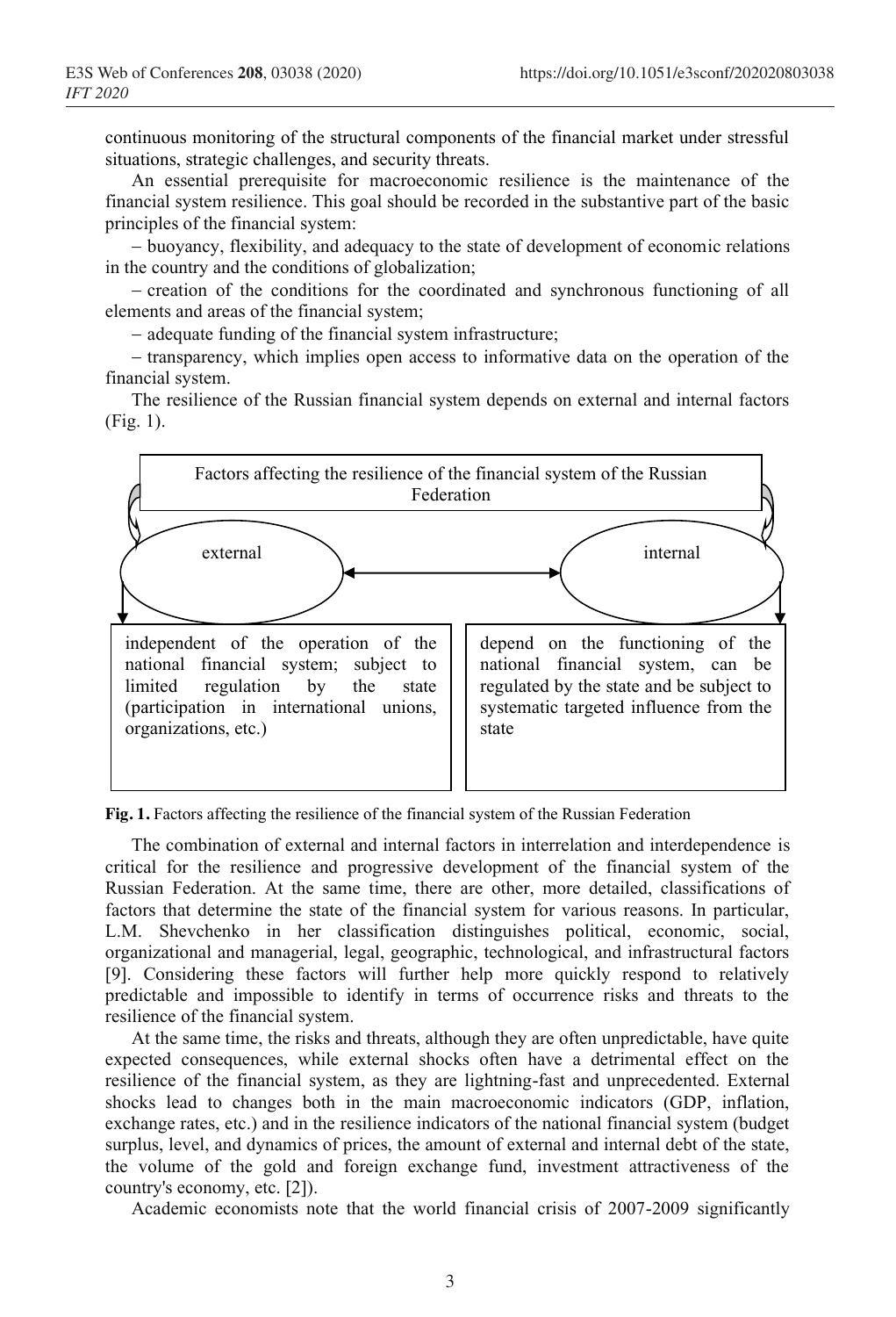continuous monitoring of the structural components of the financial market under stressful situations, strategic challenges, and security threats.

An essential prerequisite for macroeconomic resilience is the maintenance of the financial system resilience. This goal should be recorded in the substantive part of the basic principles of the financial system:

– buoyancy, flexibility, and adequacy to the state of development of economic relations in the country and the conditions of globalization;

– creation of the conditions for the coordinated and synchronous functioning of all elements and areas of the financial system;

– adequate funding of the financial system infrastructure;

– transparency, which implies open access to informative data on the operation of the financial system.

The resilience of the Russian financial system depends on external and internal factors (Fig. 1).

Factors affecting the resilience of the financial system of the Russian Federation

| external | internal |
| --- | --- |
| independent of the operation of the national financial system; subject to limited regulation by the state (participation in international unions, organizations, etc.) | depend on the functioning of the national financial system, can be regulated by the state and be subject to systematic targeted influence from the state |

**Fig. 1.** Factors affecting the resilience of the financial system of the Russian Federation

The combination of external and internal factors in interrelation and interdependence is critical for the resilience and progressive development of the financial system of the Russian Federation. At the same time, there are other, more detailed, classifications of factors that determine the state of the financial system for various reasons. In particular, L.M. Shevchenko in her classification distinguishes political, economic, social, organizational and managerial, legal, geographic, technological, and infrastructural factors [9]. Considering these factors will further help more quickly respond to relatively predictable and impossible to identify in terms of occurrence risks and threats to the resilience of the financial system.

At the same time, the risks and threats, although they are often unpredictable, have quite expected consequences, while external shocks often have a detrimental effect on the resilience of the financial system, as they are lightning-fast and unprecedented. External shocks lead to changes both in the main macroeconomic indicators (GDP, inflation, exchange rates, etc.) and in the resilience indicators of the national financial system (budget surplus, level, and dynamics of prices, the amount of external and internal debt of the state, the volume of the gold and foreign exchange fund, investment attractiveness of the country's economy, etc. [2]).

Academic economists note that the world financial crisis of 2007-2009 significantly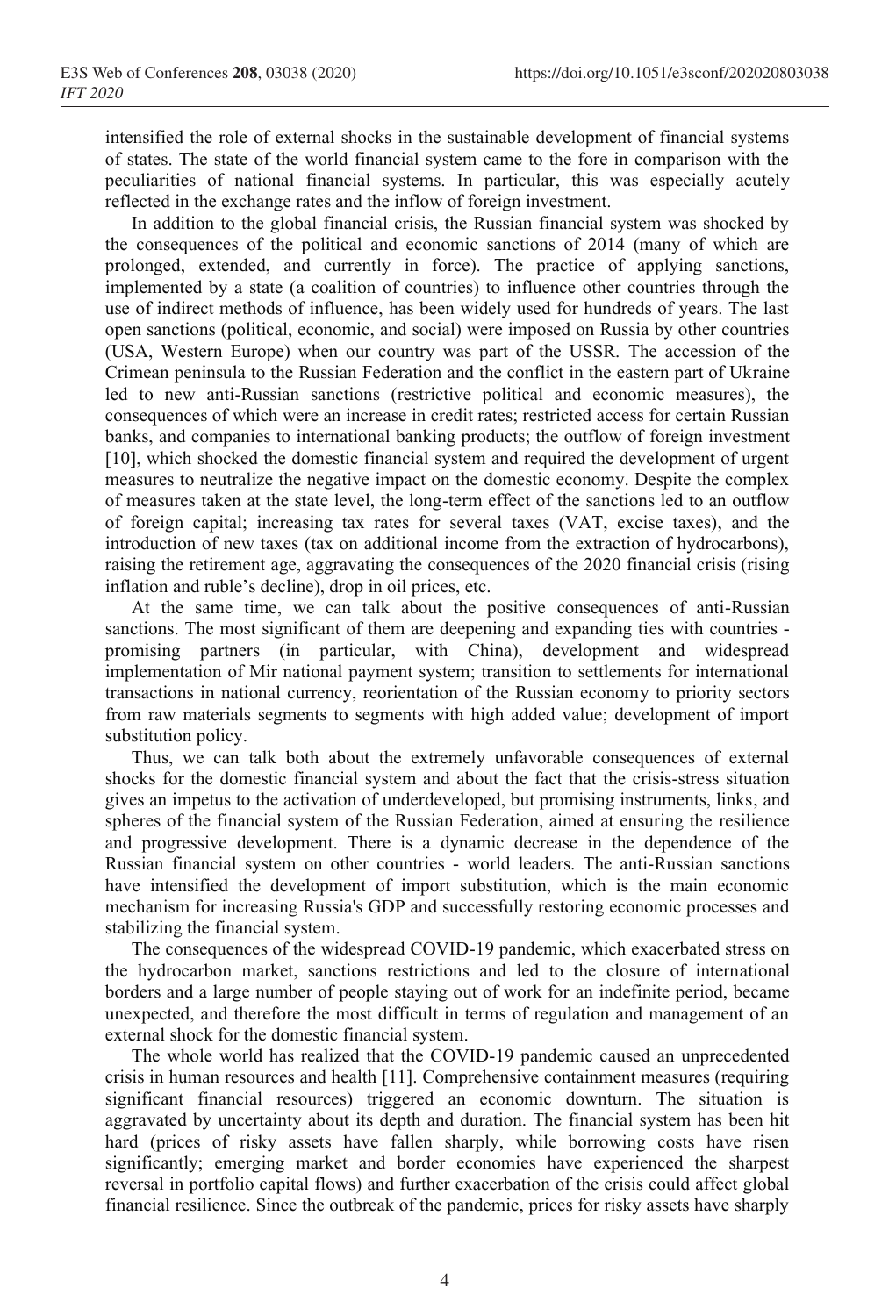intensified the role of external shocks in the sustainable development of financial systems of states. The state of the world financial system came to the fore in comparison with the peculiarities of national financial systems. In particular, this was especially acutely reflected in the exchange rates and the inflow of foreign investment.

In addition to the global financial crisis, the Russian financial system was shocked by the consequences of the political and economic sanctions of 2014 (many of which are prolonged, extended, and currently in force). The practice of applying sanctions, implemented by a state (a coalition of countries) to influence other countries through the use of indirect methods of influence, has been widely used for hundreds of years. The last open sanctions (political, economic, and social) were imposed on Russia by other countries (USA, Western Europe) when our country was part of the USSR. The accession of the Crimean peninsula to the Russian Federation and the conflict in the eastern part of Ukraine led to new anti-Russian sanctions (restrictive political and economic measures), the consequences of which were an increase in credit rates; restricted access for certain Russian banks, and companies to international banking products; the outflow of foreign investment [10], which shocked the domestic financial system and required the development of urgent measures to neutralize the negative impact on the domestic economy. Despite the complex of measures taken at the state level, the long-term effect of the sanctions led to an outflow of foreign capital; increasing tax rates for several taxes (VAT, excise taxes), and the introduction of new taxes (tax on additional income from the extraction of hydrocarbons), raising the retirement age, aggravating the consequences of the 2020 financial crisis (rising inflation and ruble's decline), drop in oil prices, etc.

At the same time, we can talk about the positive consequences of anti-Russian sanctions. The most significant of them are deepening and expanding ties with countries - promising partners (in particular, with China), development and widespread implementation of Mir national payment system; transition to settlements for international transactions in national currency, reorientation of the Russian economy to priority sectors from raw materials segments to segments with high added value; development of import substitution policy.

Thus, we can talk both about the extremely unfavorable consequences of external shocks for the domestic financial system and about the fact that the crisis-stress situation gives an impetus to the activation of underdeveloped, but promising instruments, links, and spheres of the financial system of the Russian Federation, aimed at ensuring the resilience and progressive development. There is a dynamic decrease in the dependence of the Russian financial system on other countries - world leaders. The anti-Russian sanctions have intensified the development of import substitution, which is the main economic mechanism for increasing Russia's GDP and successfully restoring economic processes and stabilizing the financial system.

The consequences of the widespread COVID-19 pandemic, which exacerbated stress on the hydrocarbon market, sanctions restrictions and led to the closure of international borders and a large number of people staying out of work for an indefinite period, became unexpected, and therefore the most difficult in terms of regulation and management of an external shock for the domestic financial system.

The whole world has realized that the COVID-19 pandemic caused an unprecedented crisis in human resources and health [11]. Comprehensive containment measures (requiring significant financial resources) triggered an economic downturn. The situation is aggravated by uncertainty about its depth and duration. The financial system has been hit hard (prices of risky assets have fallen sharply, while borrowing costs have risen significantly; emerging market and border economies have experienced the sharpest reversal in portfolio capital flows) and further exacerbation of the crisis could affect global financial resilience. Since the outbreak of the pandemic, prices for risky assets have sharply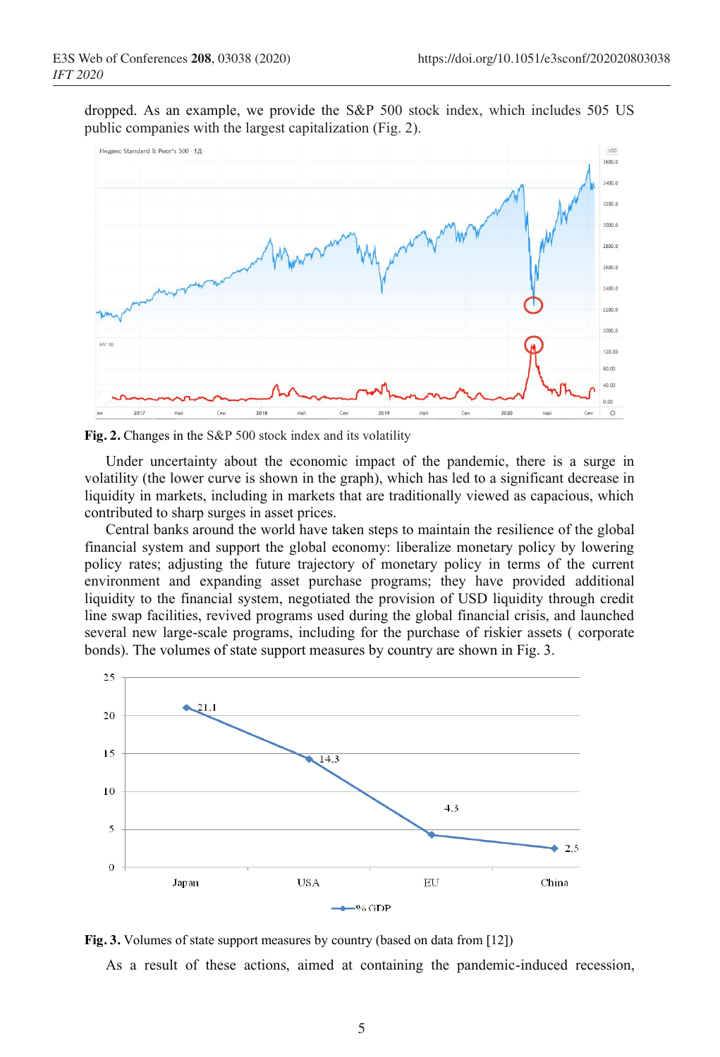dropped. As an example, we provide the S&P 500 stock index, which includes 505 US public companies with the largest capitalization (Fig. 2).

**Fig. 2.** Changes in the S&P 500 stock index and its volatility

Under uncertainty about the economic impact of the pandemic, there is a surge in volatility (the lower curve is shown in the graph), which has led to a significant decrease in liquidity in markets, including in markets that are traditionally viewed as capacious, which contributed to sharp surges in asset prices.

Central banks around the world have taken steps to maintain the resilience of the global financial system and support the global economy: liberalize monetary policy by lowering policy rates; adjusting the future trajectory of monetary policy in terms of the current environment and expanding asset purchase programs; they have provided additional liquidity to the financial system, negotiated the provision of USD liquidity through credit line swap facilities, revived programs used during the global financial crisis, and launched several new large-scale programs, including for the purchase of riskier assets ( corporate bonds). The volumes of state support measures by country are shown in Fig. 3.

**Fig. 3.** Volumes of state support measures by country (based on data from [12])

As a result of these actions, aimed at containing the pandemic-induced recession,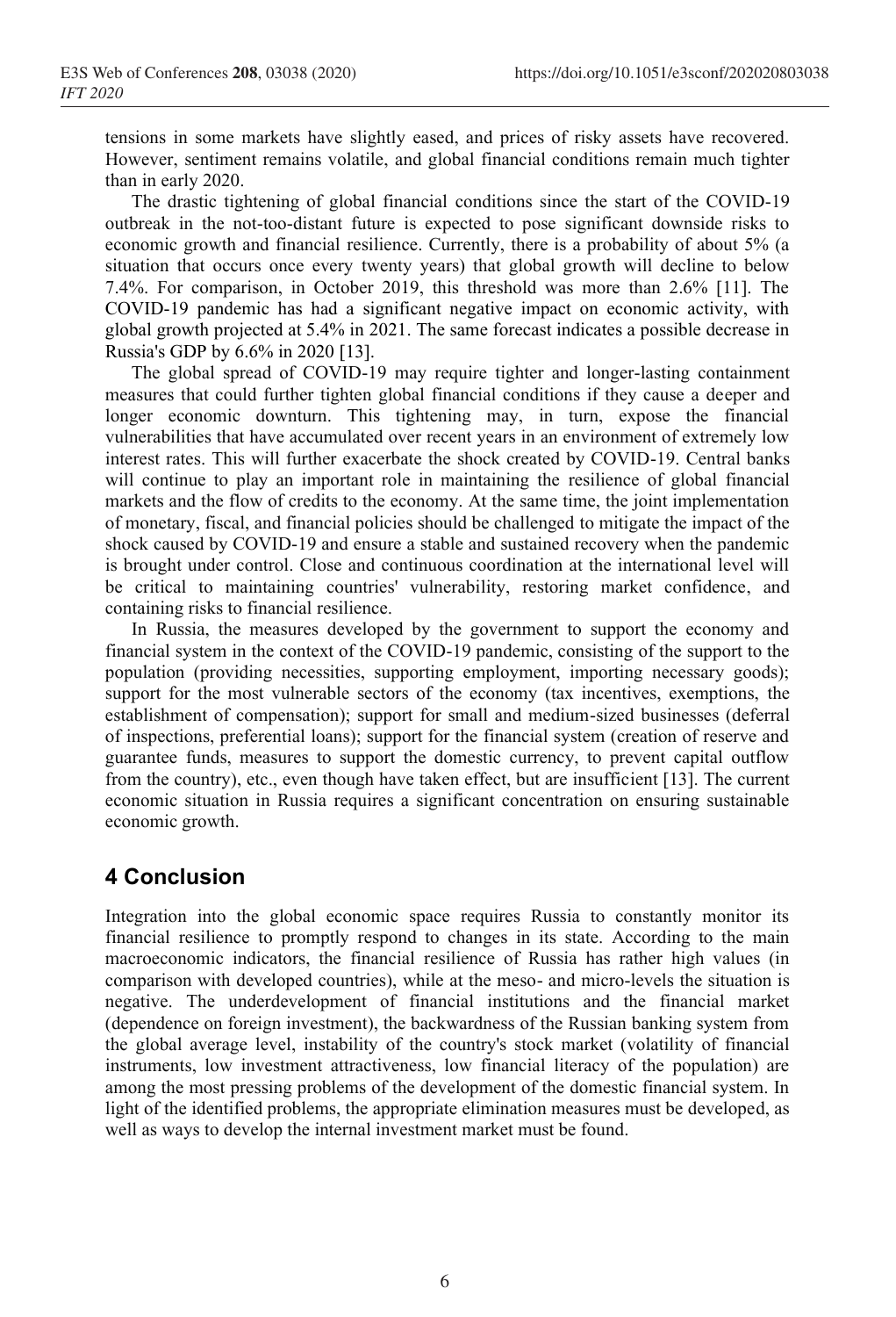tensions in some markets have slightly eased, and prices of risky assets have recovered. However, sentiment remains volatile, and global financial conditions remain much tighter than in early 2020.

The drastic tightening of global financial conditions since the start of the COVID-19 outbreak in the not-too-distant future is expected to pose significant downside risks to economic growth and financial resilience. Currently, there is a probability of about 5% (a situation that occurs once every twenty years) that global growth will decline to below 7.4%. For comparison, in October 2019, this threshold was more than 2.6% [11]. The COVID-19 pandemic has had a significant negative impact on economic activity, with global growth projected at 5.4% in 2021. The same forecast indicates a possible decrease in Russia's GDP by 6.6% in 2020 [13].

The global spread of COVID-19 may require tighter and longer-lasting containment measures that could further tighten global financial conditions if they cause a deeper and longer economic downturn. This tightening may, in turn, expose the financial vulnerabilities that have accumulated over recent years in an environment of extremely low interest rates. This will further exacerbate the shock created by COVID-19. Central banks will continue to play an important role in maintaining the resilience of global financial markets and the flow of credits to the economy. At the same time, the joint implementation of monetary, fiscal, and financial policies should be challenged to mitigate the impact of the shock caused by COVID-19 and ensure a stable and sustained recovery when the pandemic is brought under control. Close and continuous coordination at the international level will be critical to maintaining countries' vulnerability, restoring market confidence, and containing risks to financial resilience.

In Russia, the measures developed by the government to support the economy and financial system in the context of the COVID-19 pandemic, consisting of the support to the population (providing necessities, supporting employment, importing necessary goods); support for the most vulnerable sectors of the economy (tax incentives, exemptions, the establishment of compensation); support for small and medium-sized businesses (deferral of inspections, preferential loans); support for the financial system (creation of reserve and guarantee funds, measures to support the domestic currency, to prevent capital outflow from the country), etc., even though have taken effect, but are insufficient [13]. The current economic situation in Russia requires a significant concentration on ensuring sustainable economic growth.

## 4 Conclusion

Integration into the global economic space requires Russia to constantly monitor its financial resilience to promptly respond to changes in its state. According to the main macroeconomic indicators, the financial resilience of Russia has rather high values (in comparison with developed countries), while at the meso- and micro-levels the situation is negative. The underdevelopment of financial institutions and the financial market (dependence on foreign investment), the backwardness of the Russian banking system from the global average level, instability of the country's stock market (volatility of financial instruments, low investment attractiveness, low financial literacy of the population) are among the most pressing problems of the development of the domestic financial system. In light of the identified problems, the appropriate elimination measures must be developed, as well as ways to develop the internal investment market must be found.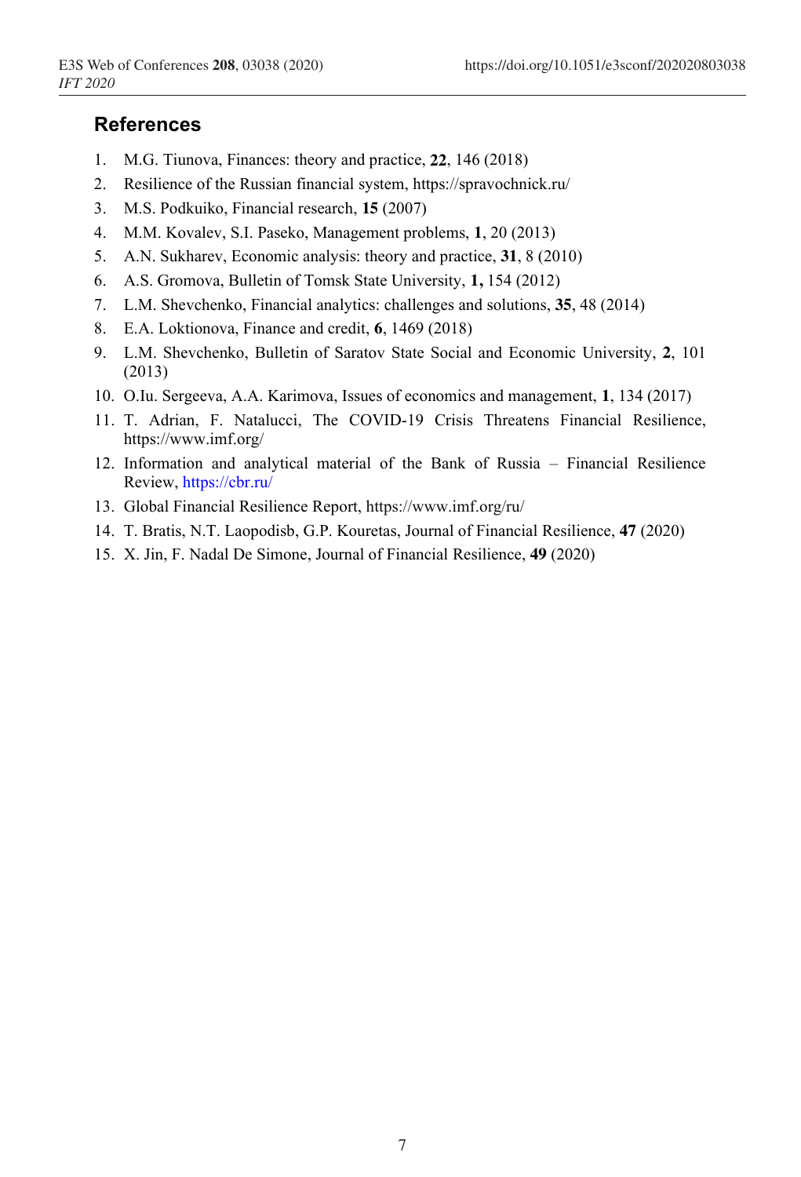## References

1. M.G. Tiunova, Finances: theory and practice, **22**, 146 (2018)
2. Resilience of the Russian financial system, https://spravochnick.ru/
3. M.S. Podkuiko, Financial research, **15** (2007)
4. M.M. Kovalev, S.I. Paseko, Management problems, **1**, 20 (2013)
5. A.N. Sukharev, Economic analysis: theory and practice, **31**, 8 (2010)
6. A.S. Gromova, Bulletin of Tomsk State University, **1,** 154 (2012)
7. L.M. Shevchenko, Financial analytics: challenges and solutions, **35**, 48 (2014)
8. E.A. Loktionova, Finance and credit, **6**, 1469 (2018)
9. L.M. Shevchenko, Bulletin of Saratov State Social and Economic University, **2**, 101 (2013)
10. O.Iu. Sergeeva, A.A. Karimova, Issues of economics and management, **1**, 134 (2017)
11. T. Adrian, F. Natalucci, The COVID-19 Crisis Threatens Financial Resilience, https://www.imf.org/
12. Information and analytical material of the Bank of Russia – Financial Resilience Review, https://cbr.ru/
13. Global Financial Resilience Report, https://www.imf.org/ru/
14. T. Bratis, N.T. Laopodisb, G.P. Kouretas, Journal of Financial Resilience, **47** (2020)
15. X. Jin, F. Nadal De Simone, Journal of Financial Resilience, **49** (2020)